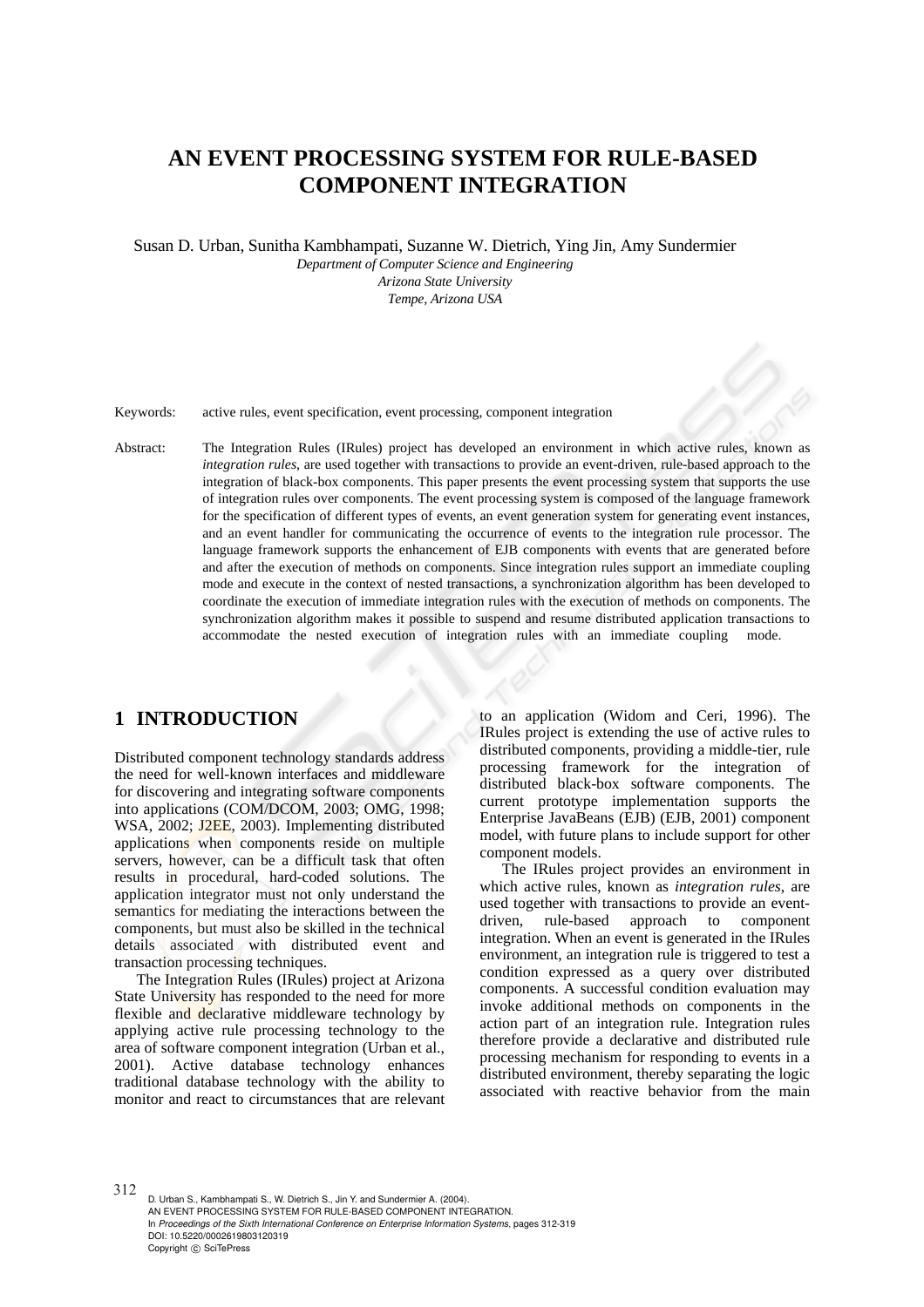# AN EVENT PROCESSING SYSTEM FOR RULE-BASED COMPONENT INTEGRATION

Susan D. Urban, Sunitha Kambhampati, Suzanne W. Dietrich, Ying Jin, Amy Sundermier

*Department of Computer Science and Engineering*
*Arizona State University*
*Tempe, Arizona USA*

Keywords: active rules, event specification, event processing, component integration

Abstract: The Integration Rules (IRules) project has developed an environment in which active rules, known as *integration rules*, are used together with transactions to provide an event-driven, rule-based approach to the integration of black-box components. This paper presents the event processing system that supports the use of integration rules over components. The event processing system is composed of the language framework for the specification of different types of events, an event generation system for generating event instances, and an event handler for communicating the occurrence of events to the integration rule processor. The language framework supports the enhancement of EJB components with events that are generated before and after the execution of methods on components. Since integration rules support an immediate coupling mode and execute in the context of nested transactions, a synchronization algorithm has been developed to coordinate the execution of immediate integration rules with the execution of methods on components. The synchronization algorithm makes it possible to suspend and resume distributed application transactions to accommodate the nested execution of integration rules with an immediate coupling mode.

## 1 INTRODUCTION

Distributed component technology standards address the need for well-known interfaces and middleware for discovering and integrating software components into applications (COM/DCOM, 2003; OMG, 1998; WSA, 2002; J2EE, 2003). Implementing distributed applications when components reside on multiple servers, however, can be a difficult task that often results in procedural, hard-coded solutions. The application integrator must not only understand the semantics for mediating the interactions between the components, but must also be skilled in the technical details associated with distributed event and transaction processing techniques.

The Integration Rules (IRules) project at Arizona State University has responded to the need for more flexible and declarative middleware technology by applying active rule processing technology to the area of software component integration (Urban et al., 2001). Active database technology enhances traditional database technology with the ability to monitor and react to circumstances that are relevant to an application (Widom and Ceri, 1996). The IRules project is extending the use of active rules to distributed components, providing a middle-tier, rule processing framework for the integration of distributed black-box software components. The current prototype implementation supports the Enterprise JavaBeans (EJB) (EJB, 2001) component model, with future plans to include support for other component models.

The IRules project provides an environment in which active rules, known as *integration rules*, are used together with transactions to provide an event-driven, rule-based approach to component integration. When an event is generated in the IRules environment, an integration rule is triggered to test a condition expressed as a query over distributed components. A successful condition evaluation may invoke additional methods on components in the action part of an integration rule. Integration rules therefore provide a declarative and distributed rule processing mechanism for responding to events in a distributed environment, thereby separating the logic associated with reactive behavior from the main

D. Urban S., Kambhampati S., W. Dietrich S., Jin Y. and Sundermier A. (2004).
AN EVENT PROCESSING SYSTEM FOR RULE-BASED COMPONENT INTEGRATION.
In *Proceedings of the Sixth International Conference on Enterprise Information Systems*, pages 312-319
DOI: 10.5220/0002619803120319
Copyright © SciTePress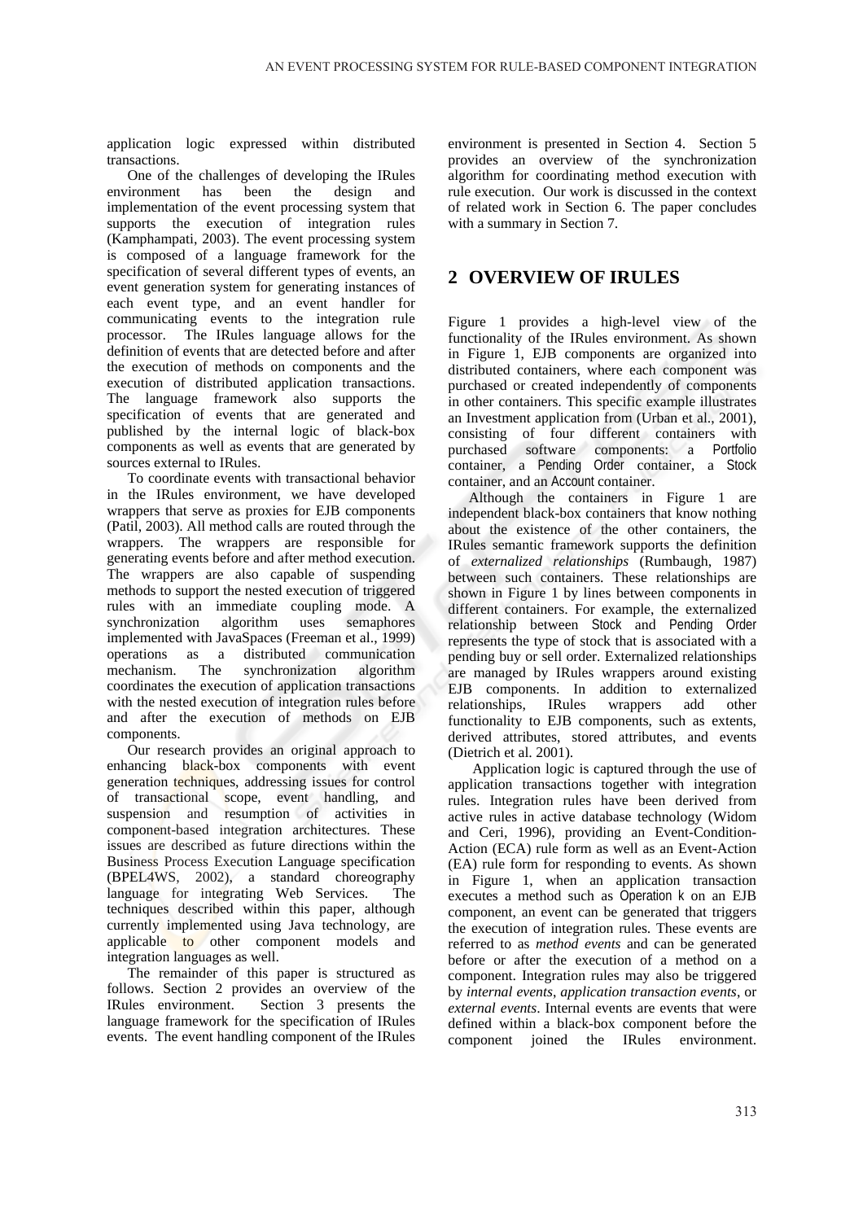application logic expressed within distributed transactions.

One of the challenges of developing the IRules environment has been the design and implementation of the event processing system that supports the execution of integration rules (Kamphampati, 2003). The event processing system is composed of a language framework for the specification of several different types of events, an event generation system for generating instances of each event type, and an event handler for communicating events to the integration rule processor. The IRules language allows for the definition of events that are detected before and after the execution of methods on components and the execution of distributed application transactions. The language framework also supports the specification of events that are generated and published by the internal logic of black-box components as well as events that are generated by sources external to IRules.

To coordinate events with transactional behavior in the IRules environment, we have developed wrappers that serve as proxies for EJB components (Patil, 2003). All method calls are routed through the wrappers. The wrappers are responsible for generating events before and after method execution. The wrappers are also capable of suspending methods to support the nested execution of triggered rules with an immediate coupling mode. A synchronization algorithm uses semaphores implemented with JavaSpaces (Freeman et al., 1999) operations as a distributed communication mechanism. The synchronization algorithm coordinates the execution of application transactions with the nested execution of integration rules before and after the execution of methods on EJB components.

Our research provides an original approach to enhancing black-box components with event generation techniques, addressing issues for control of transactional scope, event handling, and suspension and resumption of activities in component-based integration architectures. These issues are described as future directions within the Business Process Execution Language specification (BPEL4WS, 2002), a standard choreography language for integrating Web Services. The techniques described within this paper, although currently implemented using Java technology, are applicable to other component models and integration languages as well.

The remainder of this paper is structured as follows. Section 2 provides an overview of the IRules environment. Section 3 presents the language framework for the specification of IRules events. The event handling component of the IRules environment is presented in Section 4. Section 5 provides an overview of the synchronization algorithm for coordinating method execution with rule execution. Our work is discussed in the context of related work in Section 6. The paper concludes with a summary in Section 7.

## 2 OVERVIEW OF IRULES

Figure 1 provides a high-level view of the functionality of the IRules environment. As shown in Figure 1, EJB components are organized into distributed containers, where each component was purchased or created independently of components in other containers. This specific example illustrates an Investment application from (Urban et al., 2001), consisting of four different containers with purchased software components: a Portfolio container, a Pending Order container, a Stock container, and an Account container.

Although the containers in Figure 1 are independent black-box containers that know nothing about the existence of the other containers, the IRules semantic framework supports the definition of *externalized relationships* (Rumbaugh, 1987) between such containers. These relationships are shown in Figure 1 by lines between components in different containers. For example, the externalized relationship between Stock and Pending Order represents the type of stock that is associated with a pending buy or sell order. Externalized relationships are managed by IRules wrappers around existing EJB components. In addition to externalized relationships, IRules wrappers add other functionality to EJB components, such as extents, derived attributes, stored attributes, and events (Dietrich et al. 2001).

Application logic is captured through the use of application transactions together with integration rules. Integration rules have been derived from active rules in active database technology (Widom and Ceri, 1996), providing an Event-Condition-Action (ECA) rule form as well as an Event-Action (EA) rule form for responding to events. As shown in Figure 1, when an application transaction executes a method such as Operation k on an EJB component, an event can be generated that triggers the execution of integration rules. These events are referred to as *method events* and can be generated before or after the execution of a method on a component. Integration rules may also be triggered by *internal events*, *application transaction events*, or *external events*. Internal events are events that were defined within a black-box component before the component joined the IRules environment.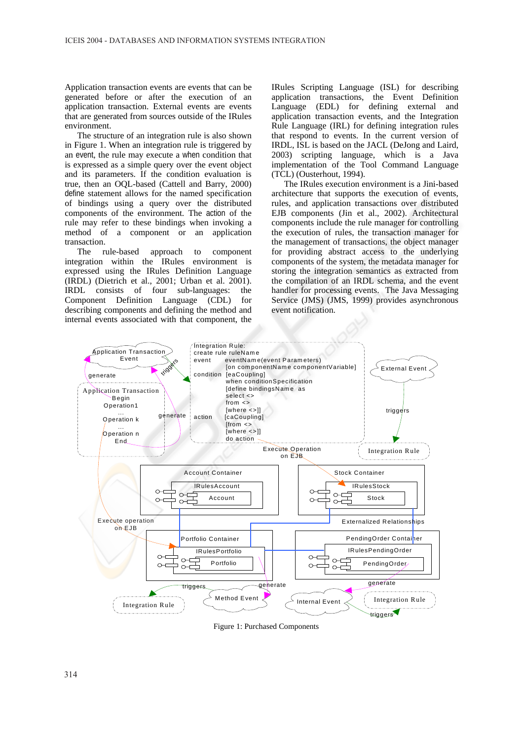Application transaction events are events that can be generated before or after the execution of an application transaction. External events are events that are generated from sources outside of the IRules environment.

The structure of an integration rule is also shown in Figure 1. When an integration rule is triggered by an event, the rule may execute a when condition that is expressed as a simple query over the event object and its parameters. If the condition evaluation is true, then an OQL-based (Cattell and Barry, 2000) define statement allows for the named specification of bindings using a query over the distributed components of the environment. The action of the rule may refer to these bindings when invoking a method of a component or an application transaction.

The rule-based approach to component integration within the IRules environment is expressed using the IRules Definition Language (IRDL) (Dietrich et al., 2001; Urban et al. 2001). IRDL consists of four sub-languages: the Component Definition Language (CDL) for describing components and defining the method and internal events associated with that component, the IRules Scripting Language (ISL) for describing application transactions, the Event Definition Language (EDL) for defining external and application transaction events, and the Integration Rule Language (IRL) for defining integration rules that respond to events. In the current version of IRDL, ISL is based on the JACL (DeJong and Laird, 2003) scripting language, which is a Java implementation of the Tool Command Language (TCL) (Ousterhout, 1994).

The IRules execution environment is a Jini-based architecture that supports the execution of events, rules, and application transactions over distributed EJB components (Jin et al., 2002). Architectural components include the rule manager for controlling the execution of rules, the transaction manager for the management of transactions, the object manager for providing abstract access to the underlying components of the system, the metadata manager for storing the integration semantics as extracted from the compilation of an IRDL schema, and the event handler for processing events. The Java Messaging Service (JMS) (JMS, 1999) provides asynchronous event notification.

```
Integration Rule:
create rule ruleName
event       eventName(event Parameters)
            [on componentName componentVariable]
condition   [eaCoupling]
            when conditionSpecification
            [define bindingsName as
            select <>
            from <>
            [where <>]]
action      [caCoupling]
            [from <>
            [where <>]]
            do action
```

Figure 1: Purchased Components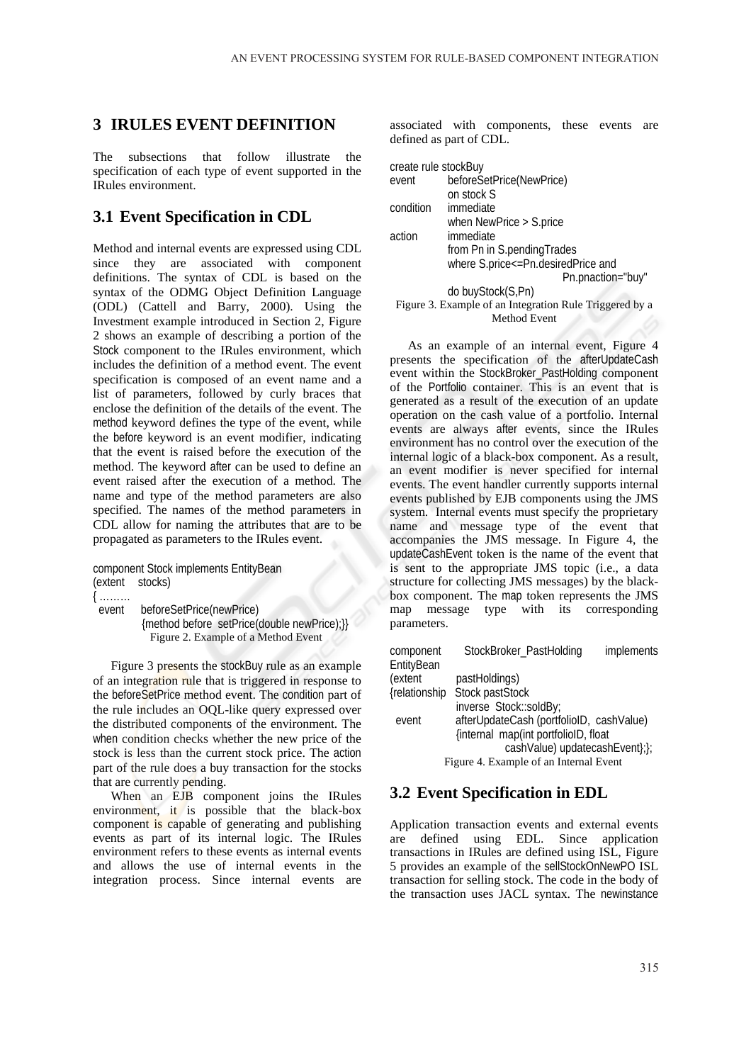## 3 IRULES EVENT DEFINITION

The subsections that follow illustrate the specification of each type of event supported in the IRules environment.

### 3.1 Event Specification in CDL

Method and internal events are expressed using CDL since they are associated with component definitions. The syntax of CDL is based on the syntax of the ODMG Object Definition Language (ODL) (Cattell and Barry, 2000). Using the Investment example introduced in Section 2, Figure 2 shows an example of describing a portion of the Stock component to the IRules environment, which includes the definition of a method event. The event specification is composed of an event name and a list of parameters, followed by curly braces that enclose the definition of the details of the event. The method keyword defines the type of the event, while the before keyword is an event modifier, indicating that the event is raised before the execution of the method. The keyword after can be used to define an event raised after the execution of a method. The name and type of the method parameters are also specified. The names of the method parameters in CDL allow for naming the attributes that are to be propagated as parameters to the IRules event.

```
component Stock implements EntityBean
(extent    stocks)
{ ………
  event     beforeSetPrice(newPrice)
            {method before  setPrice(double newPrice);}}
```

Figure 2. Example of a Method Event

Figure 3 presents the stockBuy rule as an example of an integration rule that is triggered in response to the beforeSetPrice method event. The condition part of the rule includes an OQL-like query expressed over the distributed components of the environment. The when condition checks whether the new price of the stock is less than the current stock price. The action part of the rule does a buy transaction for the stocks that are currently pending.

When an EJB component joins the IRules environment, it is possible that the black-box component is capable of generating and publishing events as part of its internal logic. The IRules environment refers to these events as internal events and allows the use of internal events in the integration process. Since internal events are associated with components, these events are defined as part of CDL.

```
create rule stockBuy
event       beforeSetPrice(NewPrice)
            on stock S
condition   immediate
            when NewPrice > S.price
action      immediate
            from Pn in S.pendingTrades
            where S.price<=Pn.desiredPrice and
                                    Pn.pnaction="buy"
            do buyStock(S,Pn)
```

Figure 3. Example of an Integration Rule Triggered by a Method Event

As an example of an internal event, Figure 4 presents the specification of the afterUpdateCash event within the StockBroker_PastHolding component of the Portfolio container. This is an event that is generated as a result of the execution of an update operation on the cash value of a portfolio. Internal events are always after events, since the IRules environment has no control over the execution of the internal logic of a black-box component. As a result, an event modifier is never specified for internal events. The event handler currently supports internal events published by EJB components using the JMS system. Internal events must specify the proprietary name and message type of the event that accompanies the JMS message. In Figure 4, the updateCashEvent token is the name of the event that is sent to the appropriate JMS topic (i.e., a data structure for collecting JMS messages) by the black-box component. The map token represents the JMS map message type with its corresponding parameters.

```
component      StockBroker_PastHolding      implements
EntityBean
(extent        pastHoldings)
{relationship  Stock pastStock
               inverse  Stock::soldBy;
  event        afterUpdateCash (portfolioID,  cashValue)
               {internal  map(int portfolioID, float
                          cashValue) updatecashEvent};};
```

Figure 4. Example of an Internal Event

### 3.2 Event Specification in EDL

Application transaction events and external events are defined using EDL. Since application transactions in IRules are defined using ISL, Figure 5 provides an example of the sellStockOnNewPO ISL transaction for selling stock. The code in the body of the transaction uses JACL syntax. The newinstance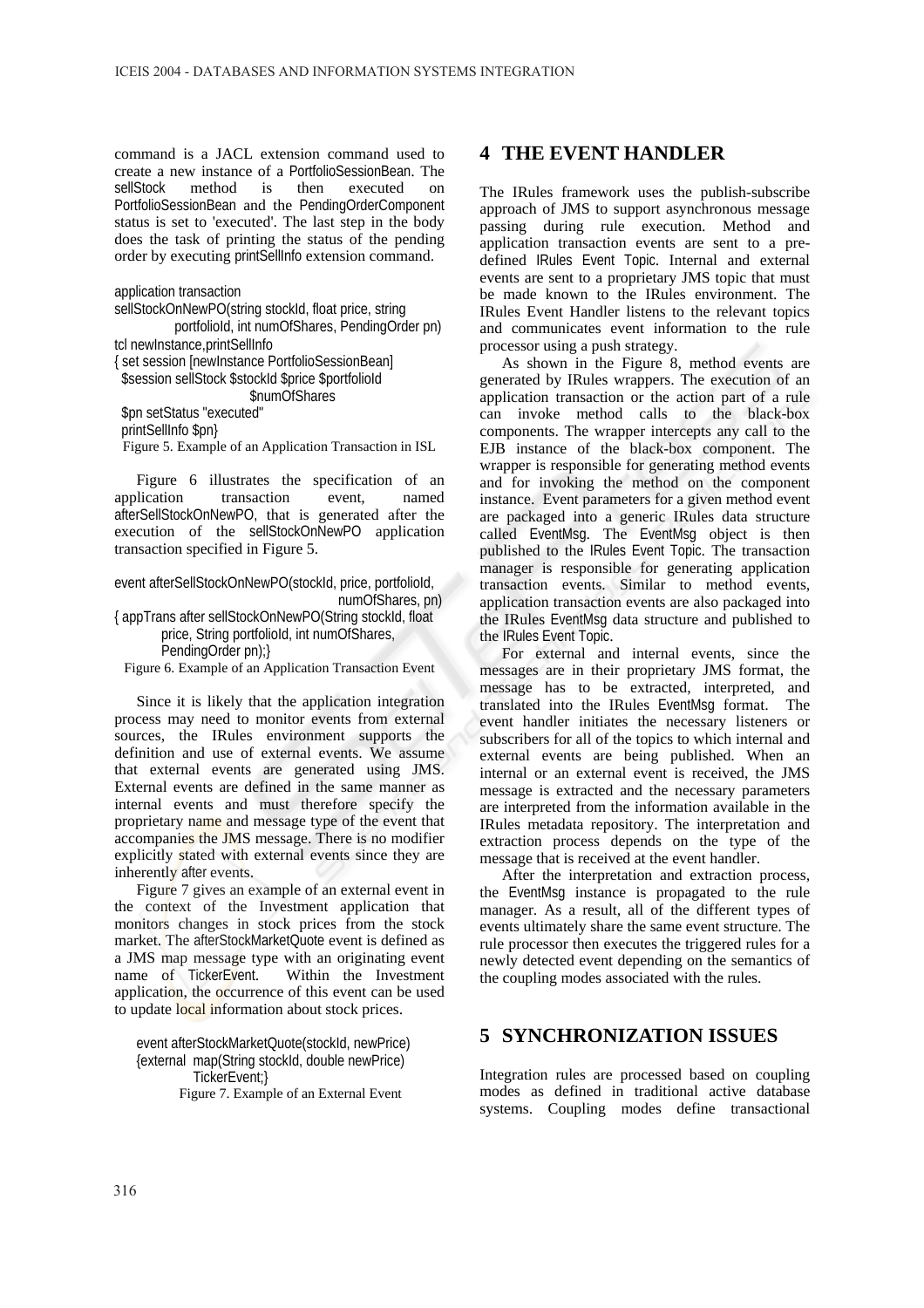command is a JACL extension command used to create a new instance of a PortfolioSessionBean. The sellStock method is then executed on PortfolioSessionBean and the PendingOrderComponent status is set to 'executed'. The last step in the body does the task of printing the status of the pending order by executing printSellInfo extension command.

```
application transaction
sellStockOnNewPO(string stockId, float price, string
        portfolioId, int numOfShares, PendingOrder pn)
tcl newInstance,printSellInfo
{ set session [newInstance PortfolioSessionBean]
  $session sellStock $stockId $price $portfolioId
                    $numOfShares
  $pn setStatus "executed"
  printSellInfo $pn}
```

Figure 5. Example of an Application Transaction in ISL

Figure 6 illustrates the specification of an application transaction event, named afterSellStockOnNewPO, that is generated after the execution of the sellStockOnNewPO application transaction specified in Figure 5.

```
event afterSellStockOnNewPO(stockId, price, portfolioId,
                              numOfShares, pn)
{ appTrans after sellStockOnNewPO(String stockId, float
        price, String portfolioId, int numOfShares,
        PendingOrder pn);}
```

Figure 6. Example of an Application Transaction Event

Since it is likely that the application integration process may need to monitor events from external sources, the IRules environment supports the definition and use of external events. We assume that external events are generated using JMS. External events are defined in the same manner as internal events and must therefore specify the proprietary name and message type of the event that accompanies the JMS message. There is no modifier explicitly stated with external events since they are inherently after events.

Figure 7 gives an example of an external event in the context of the Investment application that monitors changes in stock prices from the stock market. The afterStockMarketQuote event is defined as a JMS map message type with an originating event name of TickerEvent. Within the Investment application, the occurrence of this event can be used to update local information about stock prices.

```
event afterStockMarketQuote(stockId, newPrice)
{external  map(String stockId, double newPrice)
        TickerEvent;}
```

Figure 7. Example of an External Event

## 4 THE EVENT HANDLER

The IRules framework uses the publish-subscribe approach of JMS to support asynchronous message passing during rule execution. Method and application transaction events are sent to a pre-defined IRules Event Topic. Internal and external events are sent to a proprietary JMS topic that must be made known to the IRules environment. The IRules Event Handler listens to the relevant topics and communicates event information to the rule processor using a push strategy.

As shown in the Figure 8, method events are generated by IRules wrappers. The execution of an application transaction or the action part of a rule can invoke method calls to the black-box components. The wrapper intercepts any call to the EJB instance of the black-box component. The wrapper is responsible for generating method events and for invoking the method on the component instance. Event parameters for a given method event are packaged into a generic IRules data structure called EventMsg. The EventMsg object is then published to the IRules Event Topic. The transaction manager is responsible for generating application transaction events. Similar to method events, application transaction events are also packaged into the IRules EventMsg data structure and published to the IRules Event Topic.

For external and internal events, since the messages are in their proprietary JMS format, the message has to be extracted, interpreted, and translated into the IRules EventMsg format. The event handler initiates the necessary listeners or subscribers for all of the topics to which internal and external events are being published. When an internal or an external event is received, the JMS message is extracted and the necessary parameters are interpreted from the information available in the IRules metadata repository. The interpretation and extraction process depends on the type of the message that is received at the event handler.

After the interpretation and extraction process, the EventMsg instance is propagated to the rule manager. As a result, all of the different types of events ultimately share the same event structure. The rule processor then executes the triggered rules for a newly detected event depending on the semantics of the coupling modes associated with the rules.

## 5 SYNCHRONIZATION ISSUES

Integration rules are processed based on coupling modes as defined in traditional active database systems. Coupling modes define transactional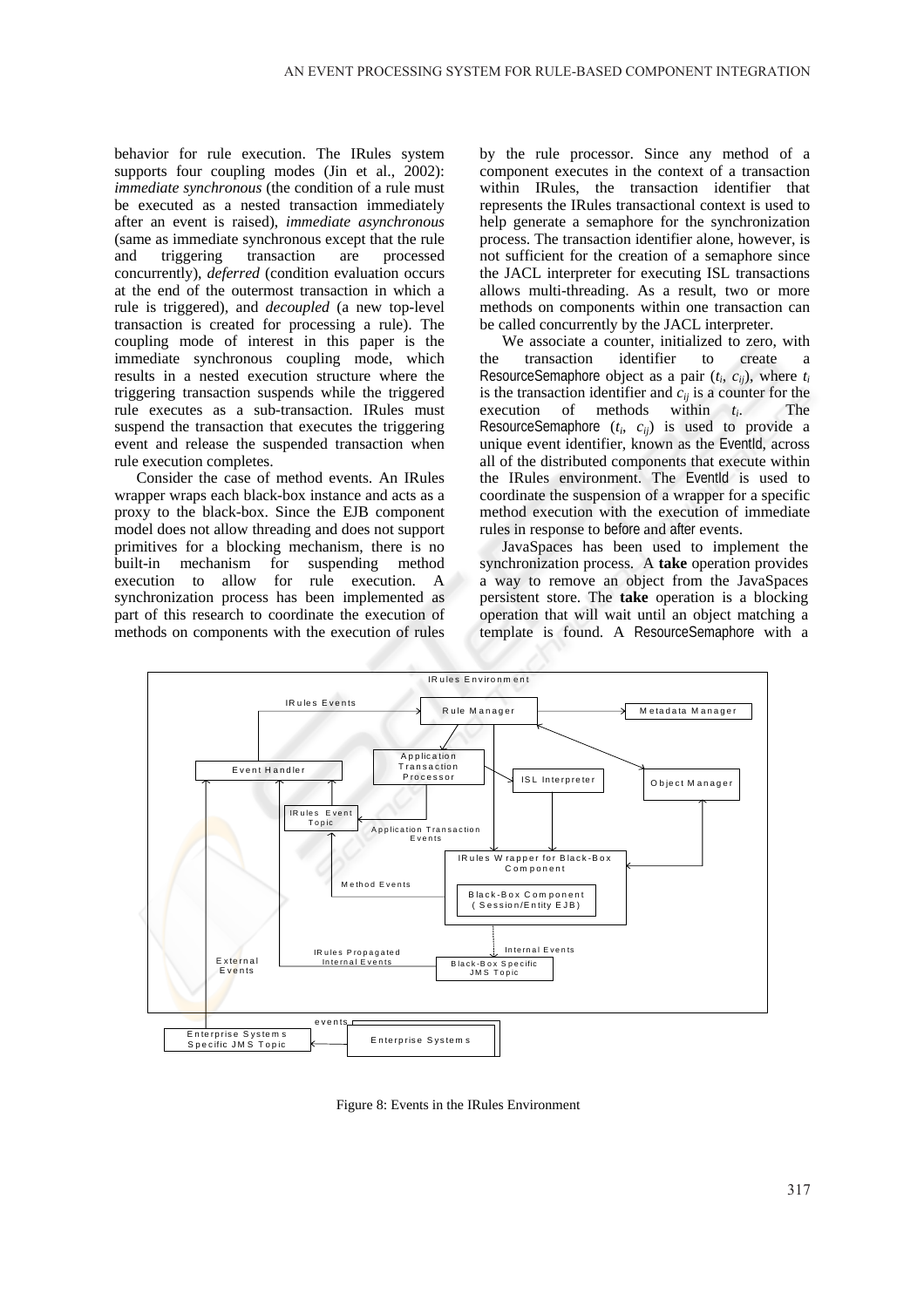behavior for rule execution. The IRules system supports four coupling modes (Jin et al., 2002): *immediate synchronous* (the condition of a rule must be executed as a nested transaction immediately after an event is raised), *immediate asynchronous* (same as immediate synchronous except that the rule and triggering transaction are processed concurrently), *deferred* (condition evaluation occurs at the end of the outermost transaction in which a rule is triggered), and *decoupled* (a new top-level transaction is created for processing a rule). The coupling mode of interest in this paper is the immediate synchronous coupling mode, which results in a nested execution structure where the triggering transaction suspends while the triggered rule executes as a sub-transaction. IRules must suspend the transaction that executes the triggering event and release the suspended transaction when rule execution completes.

Consider the case of method events. An IRules wrapper wraps each black-box instance and acts as a proxy to the black-box. Since the EJB component model does not allow threading and does not support primitives for a blocking mechanism, there is no built-in mechanism for suspending method execution to allow for rule execution. A synchronization process has been implemented as part of this research to coordinate the execution of methods on components with the execution of rules by the rule processor. Since any method of a component executes in the context of a transaction within IRules, the transaction identifier that represents the IRules transactional context is used to help generate a semaphore for the synchronization process. The transaction identifier alone, however, is not sufficient for the creation of a semaphore since the JACL interpreter for executing ISL transactions allows multi-threading. As a result, two or more methods on components within one transaction can be called concurrently by the JACL interpreter.

We associate a counter, initialized to zero, with the transaction identifier to create a ResourceSemaphore object as a pair ($t_i$, $c_{ij}$), where $t_i$ is the transaction identifier and $c_{ij}$ is a counter for the execution of methods within $t_i$. The ResourceSemaphore ($t_i$, $c_{ij}$) is used to provide a unique event identifier, known as the EventId, across all of the distributed components that execute within the IRules environment. The EventId is used to coordinate the suspension of a wrapper for a specific method execution with the execution of immediate rules in response to before and after events.

JavaSpaces has been used to implement the synchronization process. A **take** operation provides a way to remove an object from the JavaSpaces persistent store. The **take** operation is a blocking operation that will wait until an object matching a template is found. A ResourceSemaphore with a

Figure 8: Events in the IRules Environment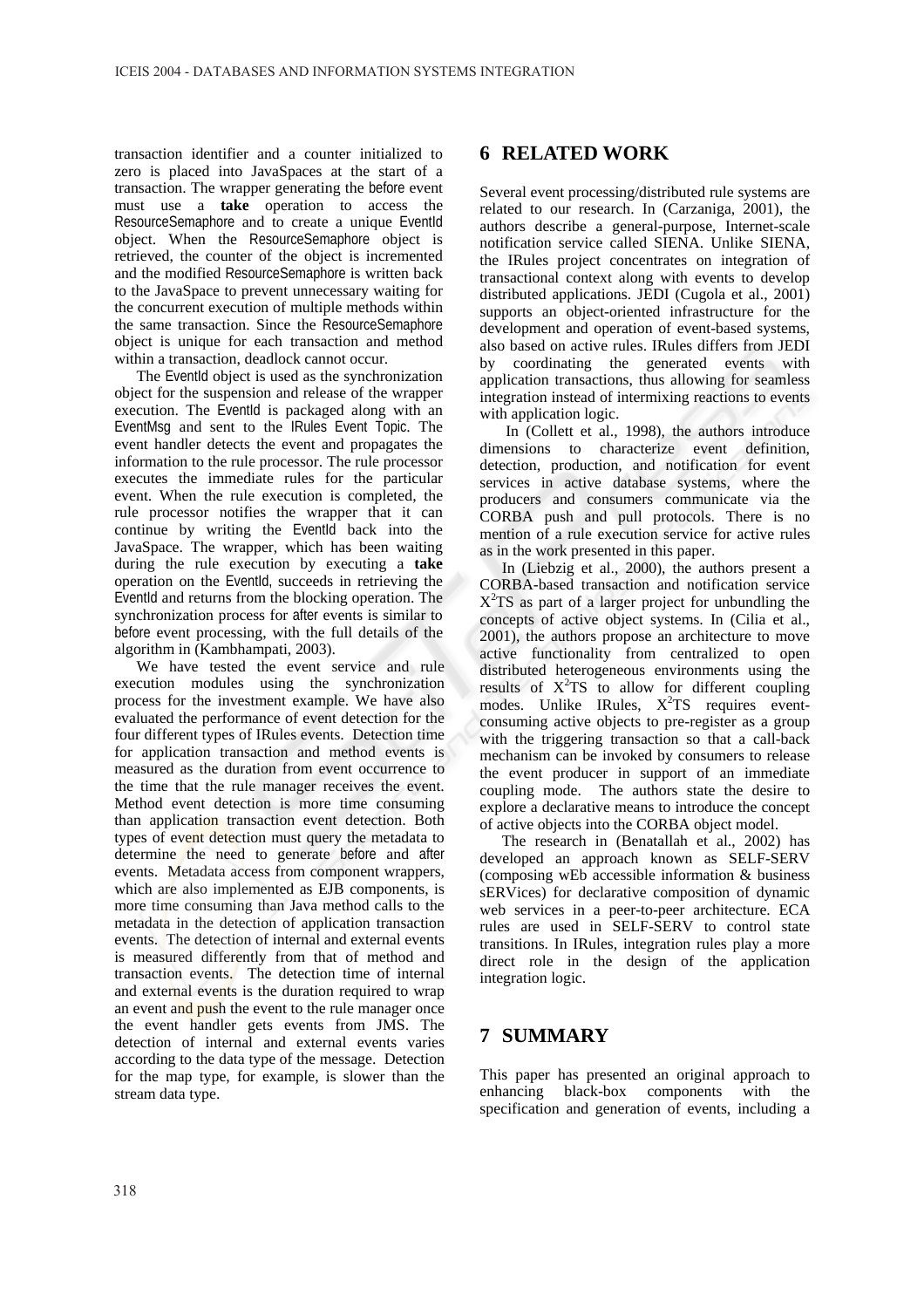transaction identifier and a counter initialized to zero is placed into JavaSpaces at the start of a transaction. The wrapper generating the before event must use a **take** operation to access the ResourceSemaphore and to create a unique EventId object. When the ResourceSemaphore object is retrieved, the counter of the object is incremented and the modified ResourceSemaphore is written back to the JavaSpace to prevent unnecessary waiting for the concurrent execution of multiple methods within the same transaction. Since the ResourceSemaphore object is unique for each transaction and method within a transaction, deadlock cannot occur.

The EventId object is used as the synchronization object for the suspension and release of the wrapper execution. The EventId is packaged along with an EventMsg and sent to the IRules Event Topic. The event handler detects the event and propagates the information to the rule processor. The rule processor executes the immediate rules for the particular event. When the rule execution is completed, the rule processor notifies the wrapper that it can continue by writing the EventId back into the JavaSpace. The wrapper, which has been waiting during the rule execution by executing a **take** operation on the EventId, succeeds in retrieving the EventId and returns from the blocking operation. The synchronization process for after events is similar to before event processing, with the full details of the algorithm in (Kambhampati, 2003).

We have tested the event service and rule execution modules using the synchronization process for the investment example. We have also evaluated the performance of event detection for the four different types of IRules events. Detection time for application transaction and method events is measured as the duration from event occurrence to the time that the rule manager receives the event. Method event detection is more time consuming than application transaction event detection. Both types of event detection must query the metadata to determine the need to generate before and after events. Metadata access from component wrappers, which are also implemented as EJB components, is more time consuming than Java method calls to the metadata in the detection of application transaction events. The detection of internal and external events is measured differently from that of method and transaction events. The detection time of internal and external events is the duration required to wrap an event and push the event to the rule manager once the event handler gets events from JMS. The detection of internal and external events varies according to the data type of the message. Detection for the map type, for example, is slower than the stream data type.

## 6 RELATED WORK

Several event processing/distributed rule systems are related to our research. In (Carzaniga, 2001), the authors describe a general-purpose, Internet-scale notification service called SIENA. Unlike SIENA, the IRules project concentrates on integration of transactional context along with events to develop distributed applications. JEDI (Cugola et al., 2001) supports an object-oriented infrastructure for the development and operation of event-based systems, also based on active rules. IRules differs from JEDI by coordinating the generated events with application transactions, thus allowing for seamless integration instead of intermixing reactions to events with application logic.

In (Collett et al., 1998), the authors introduce dimensions to characterize event definition, detection, production, and notification for event services in active database systems, where the producers and consumers communicate via the CORBA push and pull protocols. There is no mention of a rule execution service for active rules as in the work presented in this paper.

In (Liebzig et al., 2000), the authors present a CORBA-based transaction and notification service $X^2TS$ as part of a larger project for unbundling the concepts of active object systems. In (Cilia et al., 2001), the authors propose an architecture to move active functionality from centralized to open distributed heterogeneous environments using the results of $X^2TS$ to allow for different coupling modes. Unlike IRules, $X^2TS$ requires event-consuming active objects to pre-register as a group with the triggering transaction so that a call-back mechanism can be invoked by consumers to release the event producer in support of an immediate coupling mode. The authors state the desire to explore a declarative means to introduce the concept of active objects into the CORBA object model.

The research in (Benatallah et al., 2002) has developed an approach known as SELF-SERV (composing wEb accessible information & business sERVices) for declarative composition of dynamic web services in a peer-to-peer architecture. ECA rules are used in SELF-SERV to control state transitions. In IRules, integration rules play a more direct role in the design of the application integration logic.

## 7 SUMMARY

This paper has presented an original approach to enhancing black-box components with the specification and generation of events, including a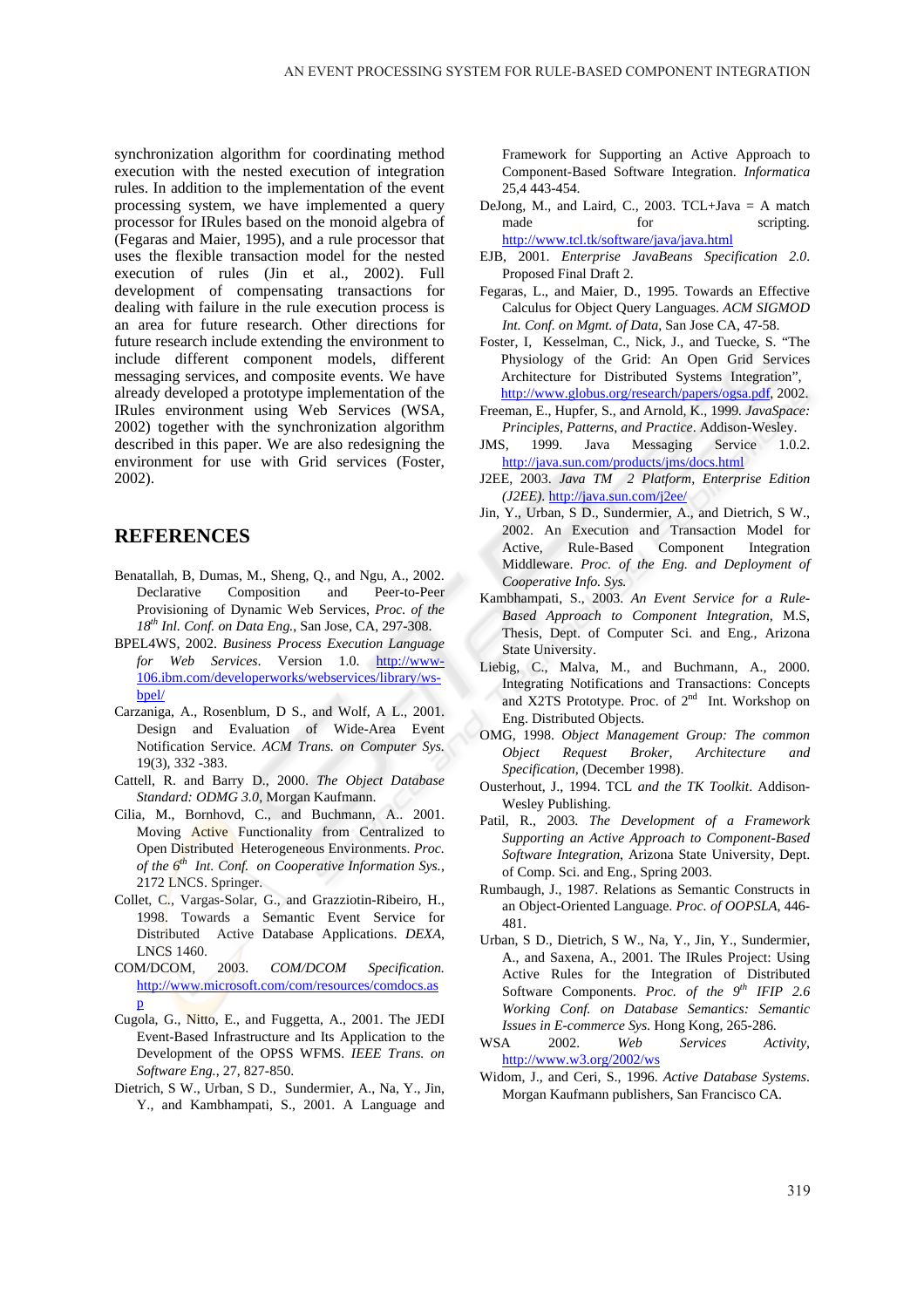synchronization algorithm for coordinating method execution with the nested execution of integration rules. In addition to the implementation of the event processing system, we have implemented a query processor for IRules based on the monoid algebra of (Fegaras and Maier, 1995), and a rule processor that uses the flexible transaction model for the nested execution of rules (Jin et al., 2002). Full development of compensating transactions for dealing with failure in the rule execution process is an area for future research. Other directions for future research include extending the environment to include different component models, different messaging services, and composite events. We have already developed a prototype implementation of the IRules environment using Web Services (WSA, 2002) together with the synchronization algorithm described in this paper. We are also redesigning the environment for use with Grid services (Foster, 2002).

## REFERENCES

Benatallah, B, Dumas, M., Sheng, Q., and Ngu, A., 2002. Declarative Composition and Peer-to-Peer Provisioning of Dynamic Web Services, *Proc. of the 18th Inl. Conf. on Data Eng.*, San Jose, CA, 297-308.

BPEL4WS, 2002. *Business Process Execution Language for Web Services*. Version 1.0. http://www-106.ibm.com/developerworks/webservices/library/ws-bpel/

Carzaniga, A., Rosenblum, D S., and Wolf, A L., 2001. Design and Evaluation of Wide-Area Event Notification Service. *ACM Trans. on Computer Sys.* 19(3), 332 -383.

Cattell, R. and Barry D., 2000. *The Object Database Standard: ODMG 3.0*, Morgan Kaufmann.

Cilia, M., Bornhovd, C., and Buchmann, A.. 2001. Moving Active Functionality from Centralized to Open Distributed Heterogeneous Environments. *Proc. of the 6th Int. Conf. on Cooperative Information Sys.*, 2172 LNCS. Springer.

Collet, C., Vargas-Solar, G., and Grazziotin-Ribeiro, H., 1998. Towards a Semantic Event Service for Distributed Active Database Applications. *DEXA*, LNCS 1460.

COM/DCOM, 2003. *COM/DCOM Specification.* http://www.microsoft.com/com/resources/comdocs.asp

Cugola, G., Nitto, E., and Fuggetta, A., 2001. The JEDI Event-Based Infrastructure and Its Application to the Development of the OPSS WFMS. *IEEE Trans. on Software Eng.*, 27, 827-850.

Dietrich, S W., Urban, S D., Sundermier, A., Na, Y., Jin, Y., and Kambhampati, S., 2001. A Language and Framework for Supporting an Active Approach to Component-Based Software Integration. *Informatica* 25,4 443-454.

DeJong, M., and Laird, C., 2003. TCL+Java = A match made for scripting. http://www.tcl.tk/software/java/java.html

EJB, 2001. *Enterprise JavaBeans Specification 2.0.* Proposed Final Draft 2.

Fegaras, L., and Maier, D., 1995. Towards an Effective Calculus for Object Query Languages. *ACM SIGMOD Int. Conf. on Mgmt. of Data*, San Jose CA, 47-58.

Foster, I, Kesselman, C., Nick, J., and Tuecke, S. "The Physiology of the Grid: An Open Grid Services Architecture for Distributed Systems Integration", http://www.globus.org/research/papers/ogsa.pdf, 2002.

Freeman, E., Hupfer, S., and Arnold, K., 1999. *JavaSpace: Principles, Patterns, and Practice*. Addison-Wesley.

JMS, 1999. Java Messaging Service 1.0.2. http://java.sun.com/products/jms/docs.html

J2EE, 2003. *Java TM 2 Platform, Enterprise Edition (J2EE).* http://java.sun.com/j2ee/

Jin, Y., Urban, S D., Sundermier, A., and Dietrich, S W., 2002. An Execution and Transaction Model for Active, Rule-Based Component Integration Middleware. *Proc. of the Eng. and Deployment of Cooperative Info. Sys.*

Kambhampati, S., 2003. *An Event Service for a Rule-Based Approach to Component Integration*, M.S, Thesis, Dept. of Computer Sci. and Eng., Arizona State University.

Liebig, C., Malva, M., and Buchmann, A., 2000. Integrating Notifications and Transactions: Concepts and X2TS Prototype. Proc. of 2nd Int. Workshop on Eng. Distributed Objects.

OMG, 1998. *Object Management Group: The common Object Request Broker, Architecture and Specification*, (December 1998).

Ousterhout, J., 1994. TCL *and the TK Toolkit*. Addison-Wesley Publishing.

Patil, R., 2003. *The Development of a Framework Supporting an Active Approach to Component-Based Software Integration*, Arizona State University, Dept. of Comp. Sci. and Eng., Spring 2003.

Rumbaugh, J., 1987. Relations as Semantic Constructs in an Object-Oriented Language. *Proc. of OOPSLA*, 446-481.

Urban, S D., Dietrich, S W., Na, Y., Jin, Y., Sundermier, A., and Saxena, A., 2001. The IRules Project: Using Active Rules for the Integration of Distributed Software Components. *Proc. of the 9th IFIP 2.6 Working Conf. on Database Semantics: Semantic Issues in E-commerce Sys.* Hong Kong, 265-286.

WSA 2002. *Web Services Activity*, http://www.w3.org/2002/ws

Widom, J., and Ceri, S., 1996. *Active Database Systems*. Morgan Kaufmann publishers, San Francisco CA.